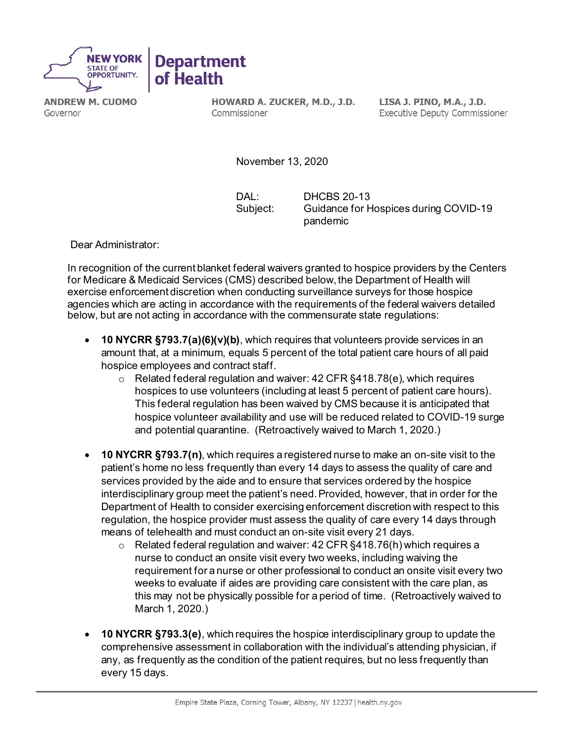**NEW YORK STATE OF OPPORTUNITY.** | **Department of Health**

**ANDREW M. CUOMO**
Governor

**HOWARD A. ZUCKER, M.D., J.D.**
Commissioner

**LISA J. PINO, M.A., J.D.**
Executive Deputy Commissioner

November 13, 2020

DAL: DHCBS 20-13
Subject: Guidance for Hospices during COVID-19 pandemic

Dear Administrator:

In recognition of the current blanket federal waivers granted to hospice providers by the Centers for Medicare & Medicaid Services (CMS) described below, the Department of Health will exercise enforcement discretion when conducting surveillance surveys for those hospice agencies which are acting in accordance with the requirements of the federal waivers detailed below, but are not acting in accordance with the commensurate state regulations:

- **10 NYCRR §793.7(a)(6)(v)(b)**, which requires that volunteers provide services in an amount that, at a minimum, equals 5 percent of the total patient care hours of all paid hospice employees and contract staff.
  - Related federal regulation and waiver: 42 CFR §418.78(e), which requires hospices to use volunteers (including at least 5 percent of patient care hours). This federal regulation has been waived by CMS because it is anticipated that hospice volunteer availability and use will be reduced related to COVID-19 surge and potential quarantine. (Retroactively waived to March 1, 2020.)

- **10 NYCRR §793.7(n)**, which requires a registered nurse to make an on-site visit to the patient's home no less frequently than every 14 days to assess the quality of care and services provided by the aide and to ensure that services ordered by the hospice interdisciplinary group meet the patient's need. Provided, however, that in order for the Department of Health to consider exercising enforcement discretion with respect to this regulation, the hospice provider must assess the quality of care every 14 days through means of telehealth and must conduct an on-site visit every 21 days.
  - Related federal regulation and waiver: 42 CFR §418.76(h) which requires a nurse to conduct an onsite visit every two weeks, including waiving the requirement for a nurse or other professional to conduct an onsite visit every two weeks to evaluate if aides are providing care consistent with the care plan, as this may not be physically possible for a period of time. (Retroactively waived to March 1, 2020.)

- **10 NYCRR §793.3(e)**, which requires the hospice interdisciplinary group to update the comprehensive assessment in collaboration with the individual's attending physician, if any, as frequently as the condition of the patient requires, but no less frequently than every 15 days.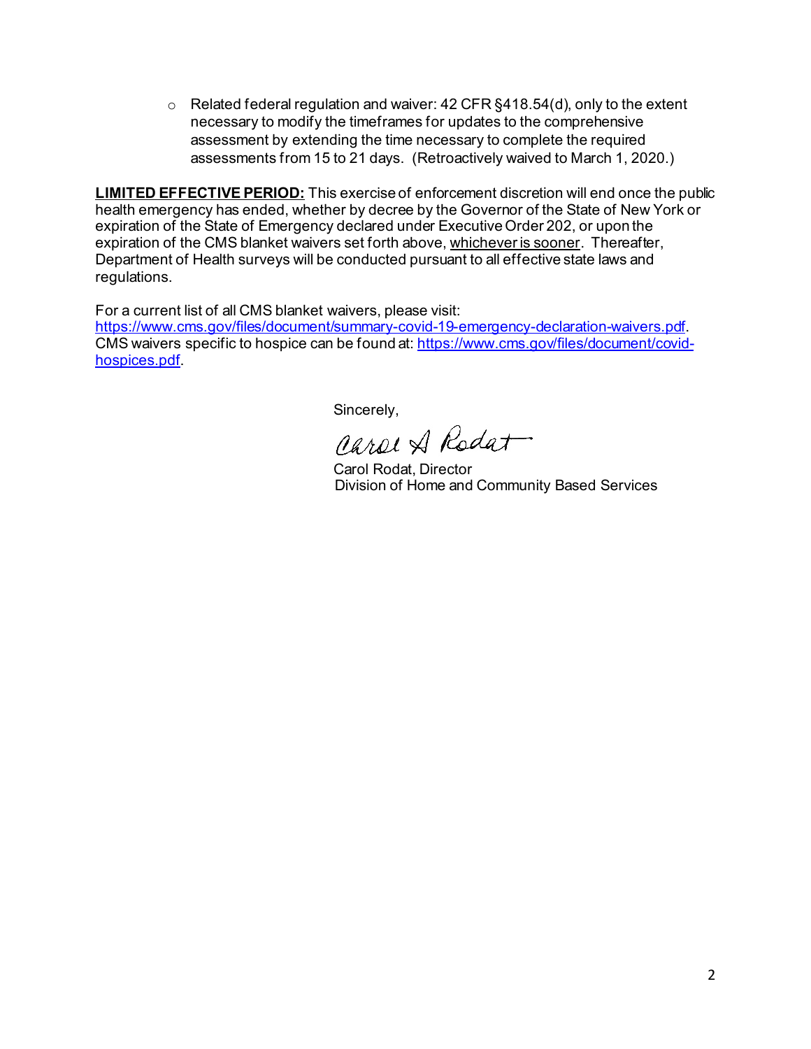- Related federal regulation and waiver: 42 CFR §418.54(d), only to the extent necessary to modify the timeframes for updates to the comprehensive assessment by extending the time necessary to complete the required assessments from 15 to 21 days. (Retroactively waived to March 1, 2020.)

**LIMITED EFFECTIVE PERIOD:** This exercise of enforcement discretion will end once the public health emergency has ended, whether by decree by the Governor of the State of New York or expiration of the State of Emergency declared under Executive Order 202, or upon the expiration of the CMS blanket waivers set forth above, whichever is sooner. Thereafter, Department of Health surveys will be conducted pursuant to all effective state laws and regulations.

For a current list of all CMS blanket waivers, please visit: https://www.cms.gov/files/document/summary-covid-19-emergency-declaration-waivers.pdf. CMS waivers specific to hospice can be found at: https://www.cms.gov/files/document/covid-hospices.pdf.

Sincerely,

Carol A Rodat

Carol Rodat, Director
Division of Home and Community Based Services